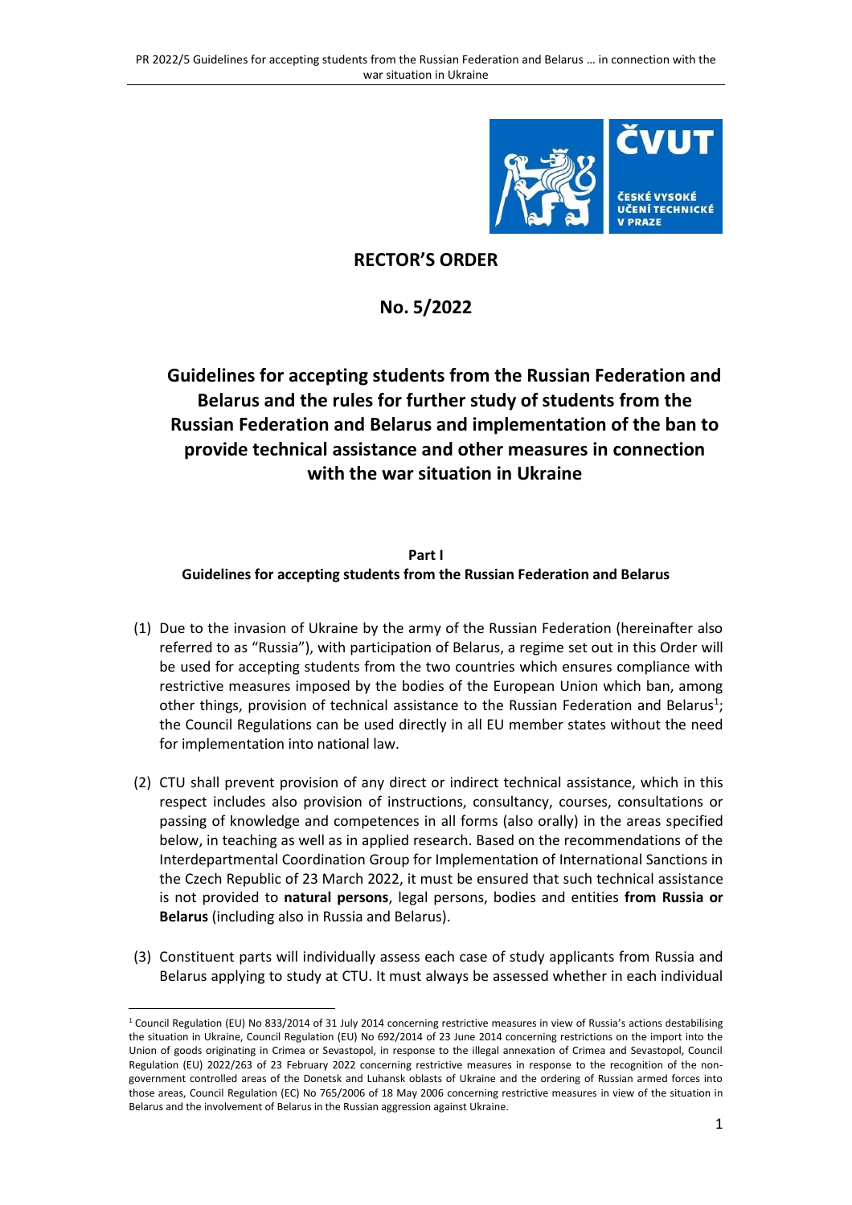# RECTOR'S ORDER

## No. 5/2022

## Guidelines for accepting students from the Russian Federation and Belarus and the rules for further study of students from the Russian Federation and Belarus and implementation of the ban to provide technical assistance and other measures in connection with the war situation in Ukraine

### Part I
### Guidelines for accepting students from the Russian Federation and Belarus

(1) Due to the invasion of Ukraine by the army of the Russian Federation (hereinafter also referred to as "Russia"), with participation of Belarus, a regime set out in this Order will be used for accepting students from the two countries which ensures compliance with restrictive measures imposed by the bodies of the European Union which ban, among other things, provision of technical assistance to the Russian Federation and Belarus[1]; the Council Regulations can be used directly in all EU member states without the need for implementation into national law.

(2) CTU shall prevent provision of any direct or indirect technical assistance, which in this respect includes also provision of instructions, consultancy, courses, consultations or passing of knowledge and competences in all forms (also orally) in the areas specified below, in teaching as well as in applied research. Based on the recommendations of the Interdepartmental Coordination Group for Implementation of International Sanctions in the Czech Republic of 23 March 2022, it must be ensured that such technical assistance is not provided to **natural persons**, legal persons, bodies and entities **from Russia or Belarus** (including also in Russia and Belarus).

(3) Constituent parts will individually assess each case of study applicants from Russia and Belarus applying to study at CTU. It must always be assessed whether in each individual

---

[1] Council Regulation (EU) No 833/2014 of 31 July 2014 concerning restrictive measures in view of Russia's actions destabilising the situation in Ukraine, Council Regulation (EU) No 692/2014 of 23 June 2014 concerning restrictions on the import into the Union of goods originating in Crimea or Sevastopol, in response to the illegal annexation of Crimea and Sevastopol, Council Regulation (EU) 2022/263 of 23 February 2022 concerning restrictive measures in response to the recognition of the non-government controlled areas of the Donetsk and Luhansk oblasts of Ukraine and the ordering of Russian armed forces into those areas, Council Regulation (EC) No 765/2006 of 18 May 2006 concerning restrictive measures in view of the situation in Belarus and the involvement of Belarus in the Russian aggression against Ukraine.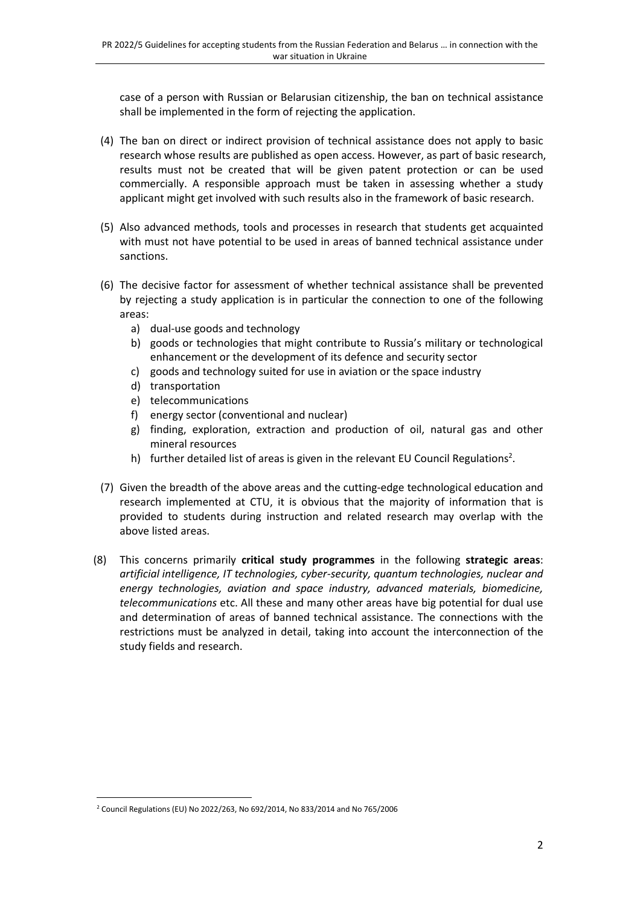case of a person with Russian or Belarusian citizenship, the ban on technical assistance shall be implemented in the form of rejecting the application.

(4) The ban on direct or indirect provision of technical assistance does not apply to basic research whose results are published as open access. However, as part of basic research, results must not be created that will be given patent protection or can be used commercially. A responsible approach must be taken in assessing whether a study applicant might get involved with such results also in the framework of basic research.

(5) Also advanced methods, tools and processes in research that students get acquainted with must not have potential to be used in areas of banned technical assistance under sanctions.

(6) The decisive factor for assessment of whether technical assistance shall be prevented by rejecting a study application is in particular the connection to one of the following areas:

   a) dual-use goods and technology
   b) goods or technologies that might contribute to Russia's military or technological enhancement or the development of its defence and security sector
   c) goods and technology suited for use in aviation or the space industry
   d) transportation
   e) telecommunications
   f) energy sector (conventional and nuclear)
   g) finding, exploration, extraction and production of oil, natural gas and other mineral resources
   h) further detailed list of areas is given in the relevant EU Council Regulations[2].

(7) Given the breadth of the above areas and the cutting-edge technological education and research implemented at CTU, it is obvious that the majority of information that is provided to students during instruction and related research may overlap with the above listed areas.

(8) This concerns primarily **critical study programmes** in the following **strategic areas**: *artificial intelligence, IT technologies, cyber-security, quantum technologies, nuclear and energy technologies, aviation and space industry, advanced materials, biomedicine, telecommunications* etc. All these and many other areas have big potential for dual use and determination of areas of banned technical assistance. The connections with the restrictions must be analyzed in detail, taking into account the interconnection of the study fields and research.

[2] Council Regulations (EU) No 2022/263, No 692/2014, No 833/2014 and No 765/2006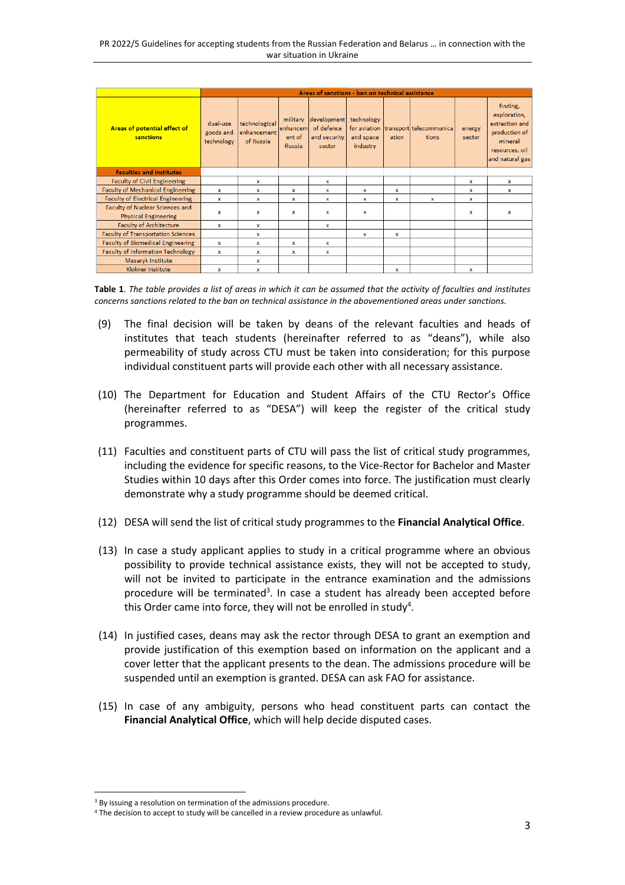| Areas of potential effect of sanctions | Areas of sanctions - ban on technical assistance | | | | | | | | |
|---|---|---|---|---|---|---|---|---|---|
| | dual-use goods and technology | technological enhancement of Russia | military enhancement of Russia | development of defence and security sector | technology for aviation and space industry | transportation | telecommunications | energy sector | finding, exploration, extraction and production of mineral resources, oil and natural gas |
| **Faculties and institutes** | | | | | | | | | |
| Faculty of Civil Engineering | | x | | x | | | | x | x |
| Faculty of Mechanical Engineering | x | x | x | x | x | x | | x | x |
| Faculty of Electrical Engineering | x | x | x | x | x | x | x | x | |
| Faculty of Nuclear Sciences and Physical Engineering | x | x | x | x | x | | | x | x |
| Faculty of Architecture | x | x | | x | | | | | |
| Faculty of Transportation Sciences | | x | | | x | x | | | |
| Faculty of Biomedical Engineering | x | x | x | x | | | | | |
| Faculty of Information Technology | x | x | x | x | | | | | |
| Masaryk Institute | | x | | | | | | | |
| Klokner Institute | x | x | | | | x | | x | |

**Table 1**. *The table provides a list of areas in which it can be assumed that the activity of faculties and institutes concerns sanctions related to the ban on technical assistance in the abovementioned areas under sanctions.*

(9) The final decision will be taken by deans of the relevant faculties and heads of institutes that teach students (hereinafter referred to as "deans"), while also permeability of study across CTU must be taken into consideration; for this purpose individual constituent parts will provide each other with all necessary assistance.

(10) The Department for Education and Student Affairs of the CTU Rector's Office (hereinafter referred to as "DESA") will keep the register of the critical study programmes.

(11) Faculties and constituent parts of CTU will pass the list of critical study programmes, including the evidence for specific reasons, to the Vice-Rector for Bachelor and Master Studies within 10 days after this Order comes into force. The justification must clearly demonstrate why a study programme should be deemed critical.

(12) DESA will send the list of critical study programmes to the **Financial Analytical Office**.

(13) In case a study applicant applies to study in a critical programme where an obvious possibility to provide technical assistance exists, they will not be accepted to study, will not be invited to participate in the entrance examination and the admissions procedure will be terminated[3]. In case a student has already been accepted before this Order came into force, they will not be enrolled in study[4].

(14) In justified cases, deans may ask the rector through DESA to grant an exemption and provide justification of this exemption based on information on the applicant and a cover letter that the applicant presents to the dean. The admissions procedure will be suspended until an exemption is granted. DESA can ask FAO for assistance.

(15) In case of any ambiguity, persons who head constituent parts can contact the **Financial Analytical Office**, which will help decide disputed cases.

[3] By issuing a resolution on termination of the admissions procedure.

[4] The decision to accept to study will be cancelled in a review procedure as unlawful.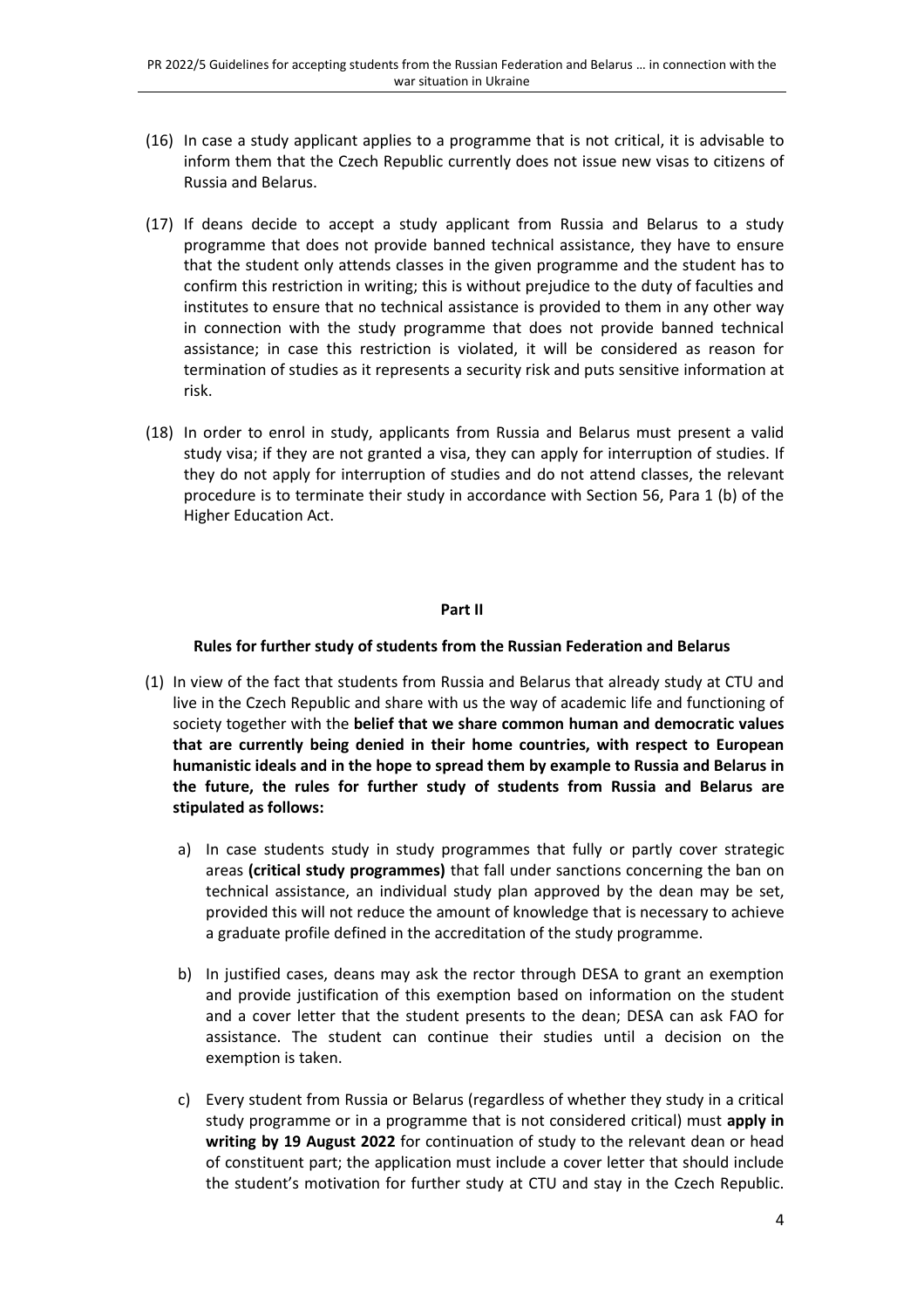(16) In case a study applicant applies to a programme that is not critical, it is advisable to inform them that the Czech Republic currently does not issue new visas to citizens of Russia and Belarus.

(17) If deans decide to accept a study applicant from Russia and Belarus to a study programme that does not provide banned technical assistance, they have to ensure that the student only attends classes in the given programme and the student has to confirm this restriction in writing; this is without prejudice to the duty of faculties and institutes to ensure that no technical assistance is provided to them in any other way in connection with the study programme that does not provide banned technical assistance; in case this restriction is violated, it will be considered as reason for termination of studies as it represents a security risk and puts sensitive information at risk.

(18) In order to enrol in study, applicants from Russia and Belarus must present a valid study visa; if they are not granted a visa, they can apply for interruption of studies. If they do not apply for interruption of studies and do not attend classes, the relevant procedure is to terminate their study in accordance with Section 56, Para 1 (b) of the Higher Education Act.

## Part II

### Rules for further study of students from the Russian Federation and Belarus

(1) In view of the fact that students from Russia and Belarus that already study at CTU and live in the Czech Republic and share with us the way of academic life and functioning of society together with the **belief that we share common human and democratic values that are currently being denied in their home countries, with respect to European humanistic ideals and in the hope to spread them by example to Russia and Belarus in the future, the rules for further study of students from Russia and Belarus are stipulated as follows:**

a) In case students study in study programmes that fully or partly cover strategic areas **(critical study programmes)** that fall under sanctions concerning the ban on technical assistance, an individual study plan approved by the dean may be set, provided this will not reduce the amount of knowledge that is necessary to achieve a graduate profile defined in the accreditation of the study programme.

b) In justified cases, deans may ask the rector through DESA to grant an exemption and provide justification of this exemption based on information on the student and a cover letter that the student presents to the dean; DESA can ask FAO for assistance. The student can continue their studies until a decision on the exemption is taken.

c) Every student from Russia or Belarus (regardless of whether they study in a critical study programme or in a programme that is not considered critical) must **apply in writing by 19 August 2022** for continuation of study to the relevant dean or head of constituent part; the application must include a cover letter that should include the student's motivation for further study at CTU and stay in the Czech Republic.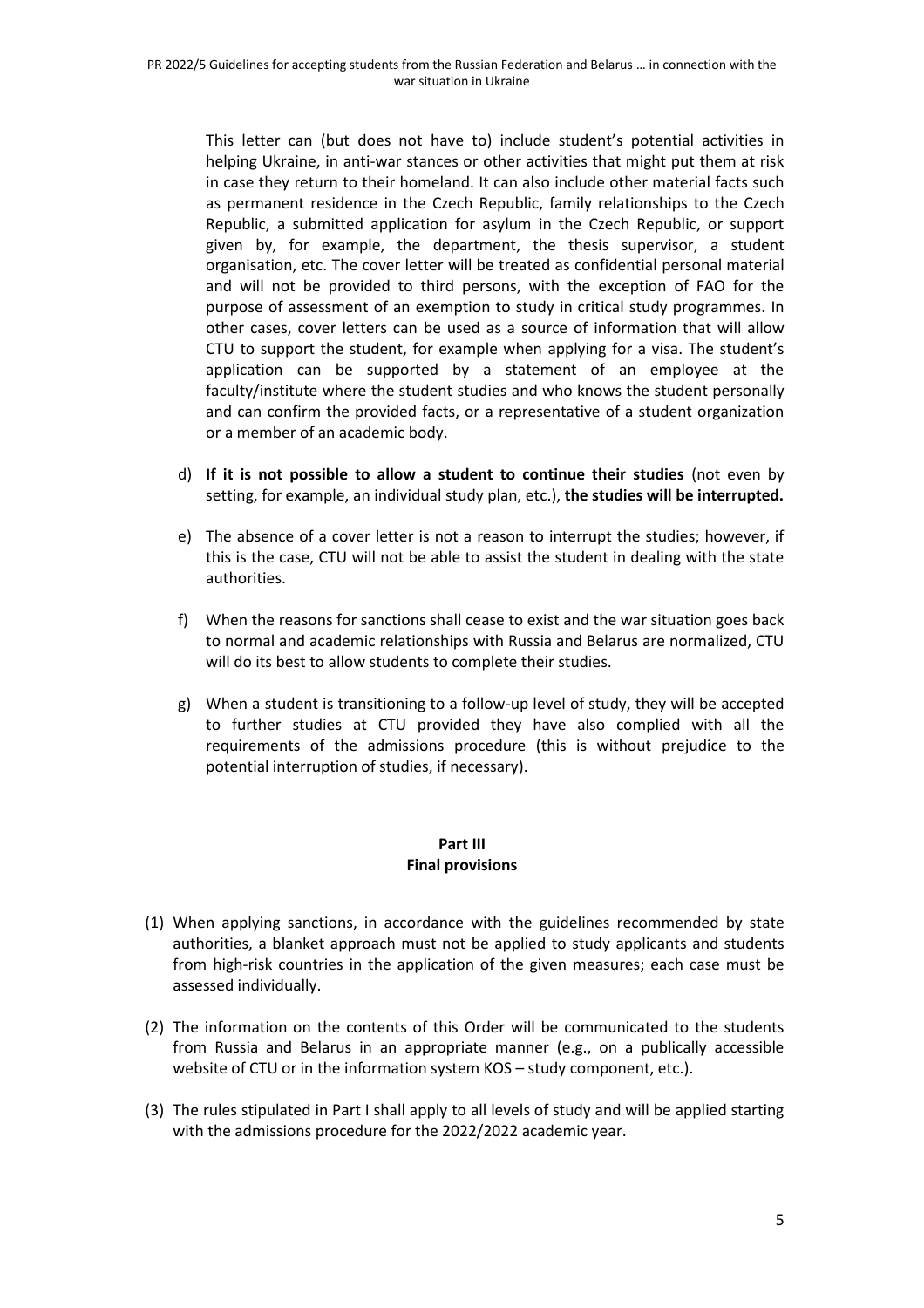This letter can (but does not have to) include student's potential activities in helping Ukraine, in anti-war stances or other activities that might put them at risk in case they return to their homeland. It can also include other material facts such as permanent residence in the Czech Republic, family relationships to the Czech Republic, a submitted application for asylum in the Czech Republic, or support given by, for example, the department, the thesis supervisor, a student organisation, etc. The cover letter will be treated as confidential personal material and will not be provided to third persons, with the exception of FAO for the purpose of assessment of an exemption to study in critical study programmes. In other cases, cover letters can be used as a source of information that will allow CTU to support the student, for example when applying for a visa. The student's application can be supported by a statement of an employee at the faculty/institute where the student studies and who knows the student personally and can confirm the provided facts, or a representative of a student organization or a member of an academic body.

d) **If it is not possible to allow a student to continue their studies** (not even by setting, for example, an individual study plan, etc.), **the studies will be interrupted.**

e) The absence of a cover letter is not a reason to interrupt the studies; however, if this is the case, CTU will not be able to assist the student in dealing with the state authorities.

f) When the reasons for sanctions shall cease to exist and the war situation goes back to normal and academic relationships with Russia and Belarus are normalized, CTU will do its best to allow students to complete their studies.

g) When a student is transitioning to a follow-up level of study, they will be accepted to further studies at CTU provided they have also complied with all the requirements of the admissions procedure (this is without prejudice to the potential interruption of studies, if necessary).

## Part III
## Final provisions

(1) When applying sanctions, in accordance with the guidelines recommended by state authorities, a blanket approach must not be applied to study applicants and students from high-risk countries in the application of the given measures; each case must be assessed individually.

(2) The information on the contents of this Order will be communicated to the students from Russia and Belarus in an appropriate manner (e.g., on a publically accessible website of CTU or in the information system KOS – study component, etc.).

(3) The rules stipulated in Part I shall apply to all levels of study and will be applied starting with the admissions procedure for the 2022/2022 academic year.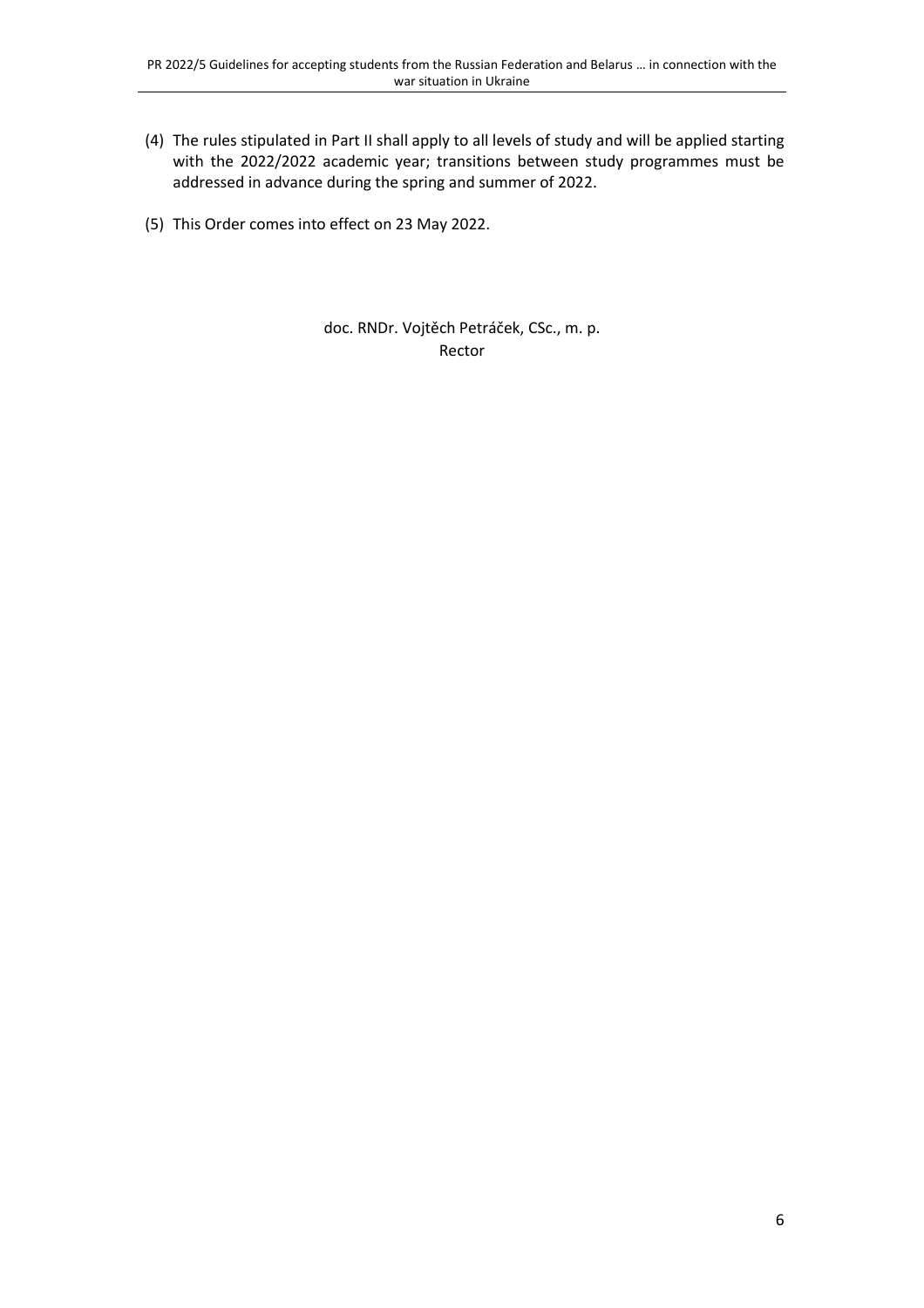(4) The rules stipulated in Part II shall apply to all levels of study and will be applied starting with the 2022/2022 academic year; transitions between study programmes must be addressed in advance during the spring and summer of 2022.

(5) This Order comes into effect on 23 May 2022.

doc. RNDr. Vojtěch Petráček, CSc., m. p.
Rector